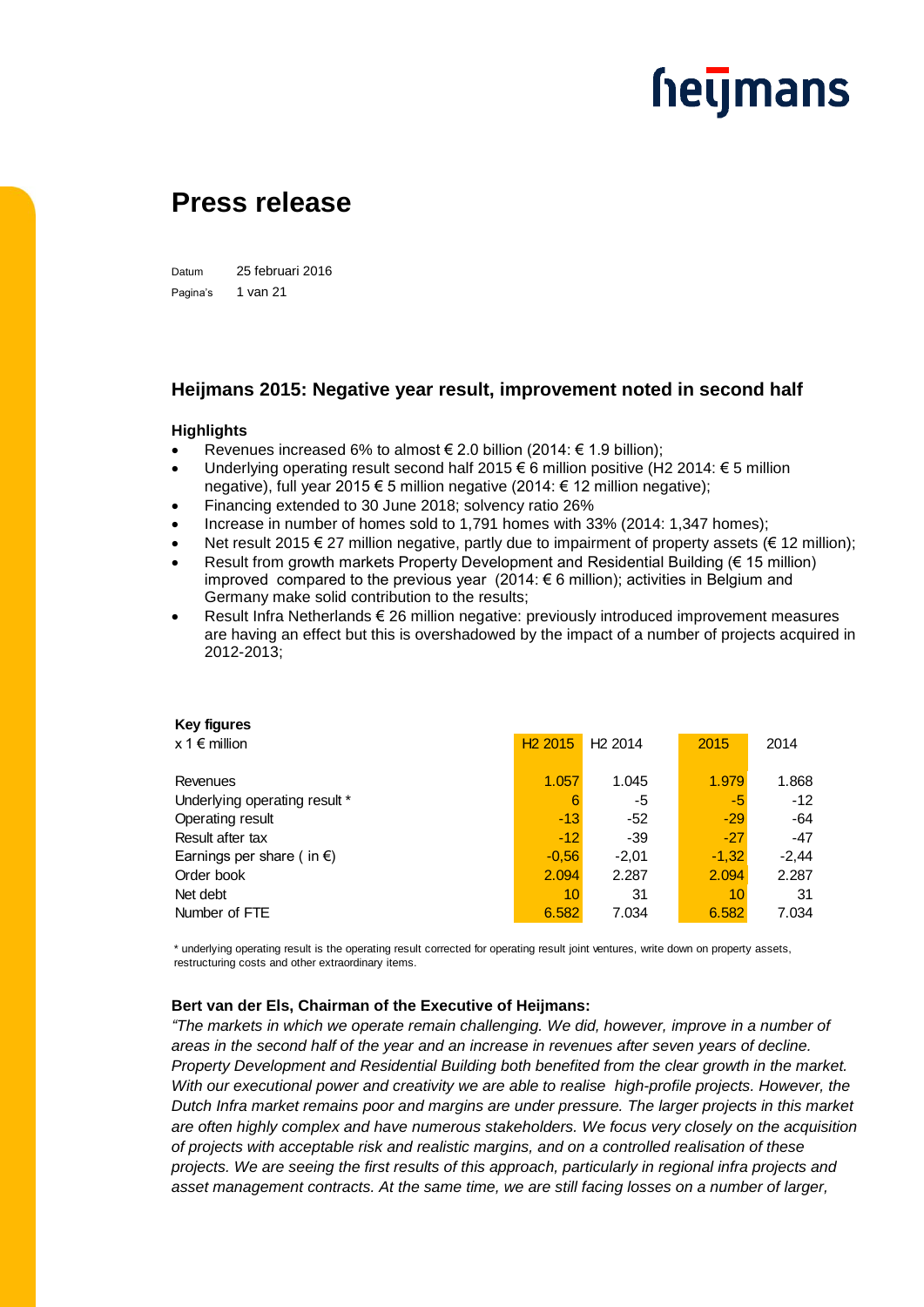# Press release

Datum 25 februari 2016

Pagina's 1 van 21

## Heijmans 2015: Negative year result, improvement noted in second half

### Highlights

- Revenues increased 6% to almost € 2.0 billion (2014: € 1.9 billion);
- Underlying operating result second half 2015 € 6 million positive (H2 2014: € 5 million negative), full year 2015 € 5 million negative (2014: € 12 million negative);
- Financing extended to 30 June 2018; solvency ratio 26%
- Increase in number of homes sold to 1,791 homes with 33% (2014: 1,347 homes);
- Net result 2015 € 27 million negative, partly due to impairment of property assets (€ 12 million);
- Result from growth markets Property Development and Residential Building (€ 15 million) improved compared to the previous year (2014: € 6 million); activities in Belgium and Germany make solid contribution to the results;
- Result Infra Netherlands € 26 million negative: previously introduced improvement measures are having an effect but this is overshadowed by the impact of a number of projects acquired in 2012-2013;

**Key figures**

| x 1 € million | H2 2015 | H2 2014 | 2015 | 2014 |
|---|---|---|---|---|
| Revenues | 1.057 | 1.045 | 1.979 | 1.868 |
| Underlying operating result * | 6 | -5 | -5 | -12 |
| Operating result | -13 | -52 | -29 | -64 |
| Result after tax | -12 | -39 | -27 | -47 |
| Earnings per share ( in €) | -0,56 | -2,01 | -1,32 | -2,44 |
| Order book | 2.094 | 2.287 | 2.094 | 2.287 |
| Net debt | 10 | 31 | 10 | 31 |
| Number of FTE | 6.582 | 7.034 | 6.582 | 7.034 |

* underlying operating result is the operating result corrected for operating result joint ventures, write down on property assets, restructuring costs and other extraordinary items.

**Bert van der Els, Chairman of the Executive of Heijmans:**

*"The markets in which we operate remain challenging. We did, however, improve in a number of areas in the second half of the year and an increase in revenues after seven years of decline. Property Development and Residential Building both benefited from the clear growth in the market. With our executional power and creativity we are able to realise high-profile projects. However, the Dutch Infra market remains poor and margins are under pressure. The larger projects in this market are often highly complex and have numerous stakeholders. We focus very closely on the acquisition of projects with acceptable risk and realistic margins, and on a controlled realisation of these projects. We are seeing the first results of this approach, particularly in regional infra projects and asset management contracts. At the same time, we are still facing losses on a number of larger,*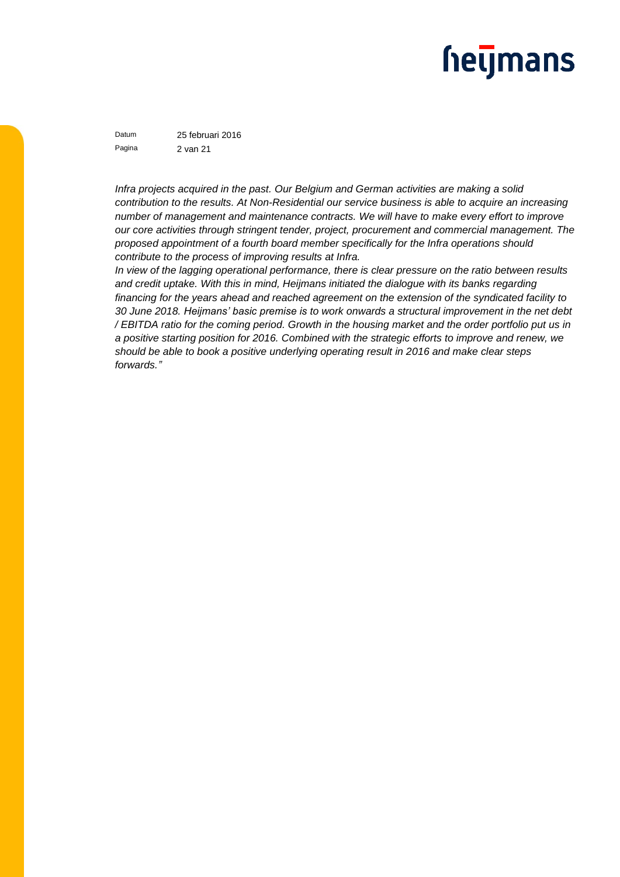*Infra projects acquired in the past. Our Belgium and German activities are making a solid contribution to the results. At Non-Residential our service business is able to acquire an increasing number of management and maintenance contracts. We will have to make every effort to improve our core activities through stringent tender, project, procurement and commercial management. The proposed appointment of a fourth board member specifically for the Infra operations should contribute to the process of improving results at Infra.*

*In view of the lagging operational performance, there is clear pressure on the ratio between results and credit uptake. With this in mind, Heijmans initiated the dialogue with its banks regarding financing for the years ahead and reached agreement on the extension of the syndicated facility to 30 June 2018. Heijmans' basic premise is to work onwards a structural improvement in the net debt / EBITDA ratio for the coming period. Growth in the housing market and the order portfolio put us in a positive starting position for 2016. Combined with the strategic efforts to improve and renew, we should be able to book a positive underlying operating result in 2016 and make clear steps forwards."*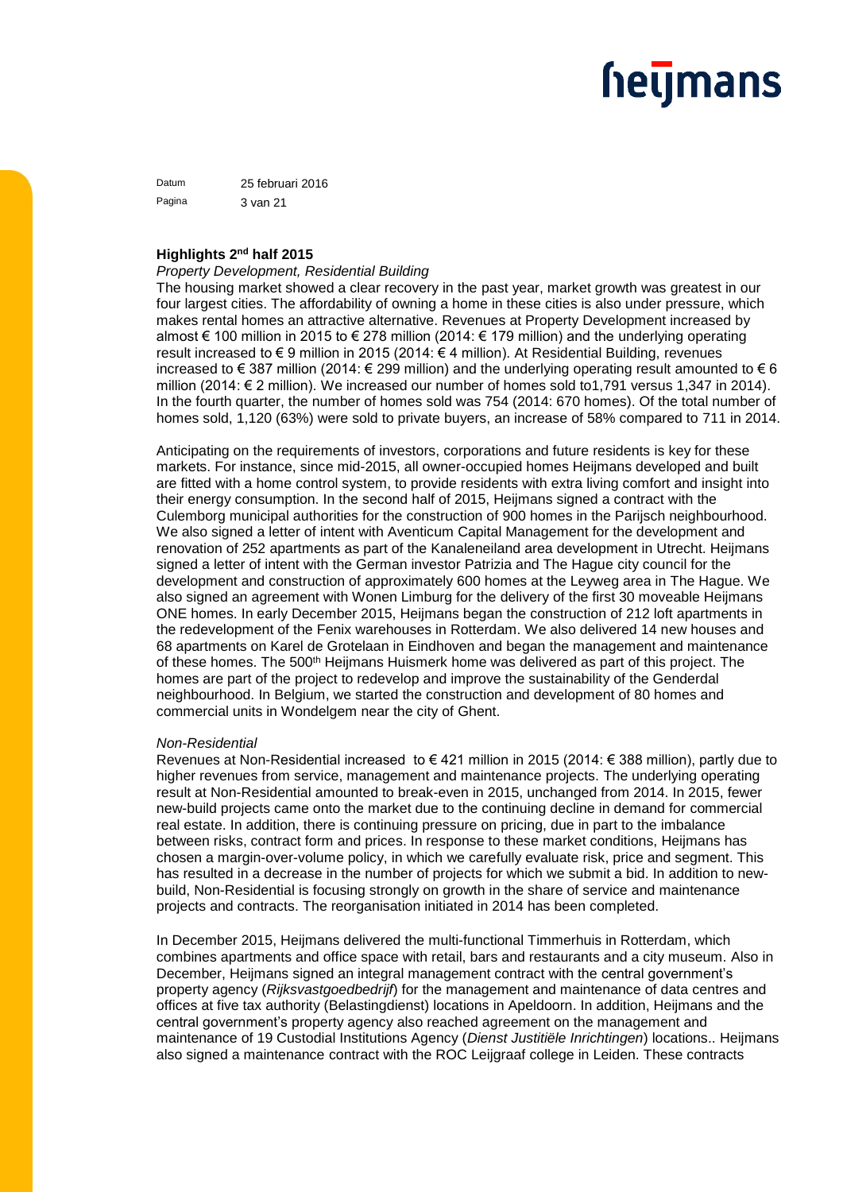**Highlights 2nd half 2015**

*Property Development, Residential Building*

The housing market showed a clear recovery in the past year, market growth was greatest in our four largest cities. The affordability of owning a home in these cities is also under pressure, which makes rental homes an attractive alternative. Revenues at Property Development increased by almost € 100 million in 2015 to € 278 million (2014: € 179 million) and the underlying operating result increased to € 9 million in 2015 (2014: € 4 million). At Residential Building, revenues increased to € 387 million (2014: € 299 million) and the underlying operating result amounted to € 6 million (2014: € 2 million). We increased our number of homes sold to1,791 versus 1,347 in 2014). In the fourth quarter, the number of homes sold was 754 (2014: 670 homes). Of the total number of homes sold, 1,120 (63%) were sold to private buyers, an increase of 58% compared to 711 in 2014.

Anticipating on the requirements of investors, corporations and future residents is key for these markets. For instance, since mid-2015, all owner-occupied homes Heijmans developed and built are fitted with a home control system, to provide residents with extra living comfort and insight into their energy consumption. In the second half of 2015, Heijmans signed a contract with the Culemborg municipal authorities for the construction of 900 homes in the Parijsch neighbourhood. We also signed a letter of intent with Aventicum Capital Management for the development and renovation of 252 apartments as part of the Kanaleneiland area development in Utrecht. Heijmans signed a letter of intent with the German investor Patrizia and The Hague city council for the development and construction of approximately 600 homes at the Leyweg area in The Hague. We also signed an agreement with Wonen Limburg for the delivery of the first 30 moveable Heijmans ONE homes. In early December 2015, Heijmans began the construction of 212 loft apartments in the redevelopment of the Fenix warehouses in Rotterdam. We also delivered 14 new houses and 68 apartments on Karel de Grotelaan in Eindhoven and began the management and maintenance of these homes. The 500th Heijmans Huismerk home was delivered as part of this project. The homes are part of the project to redevelop and improve the sustainability of the Genderdal neighbourhood. In Belgium, we started the construction and development of 80 homes and commercial units in Wondelgem near the city of Ghent.

*Non-Residential*

Revenues at Non-Residential increased to € 421 million in 2015 (2014: € 388 million), partly due to higher revenues from service, management and maintenance projects. The underlying operating result at Non-Residential amounted to break-even in 2015, unchanged from 2014. In 2015, fewer new-build projects came onto the market due to the continuing decline in demand for commercial real estate. In addition, there is continuing pressure on pricing, due in part to the imbalance between risks, contract form and prices. In response to these market conditions, Heijmans has chosen a margin-over-volume policy, in which we carefully evaluate risk, price and segment. This has resulted in a decrease in the number of projects for which we submit a bid. In addition to new-build, Non-Residential is focusing strongly on growth in the share of service and maintenance projects and contracts. The reorganisation initiated in 2014 has been completed.

In December 2015, Heijmans delivered the multi-functional Timmerhuis in Rotterdam, which combines apartments and office space with retail, bars and restaurants and a city museum. Also in December, Heijmans signed an integral management contract with the central government's property agency (*Rijksvastgoedbedrijf*) for the management and maintenance of data centres and offices at five tax authority (Belastingdienst) locations in Apeldoorn. In addition, Heijmans and the central government's property agency also reached agreement on the management and maintenance of 19 Custodial Institutions Agency (*Dienst Justitiële Inrichtingen*) locations.. Heijmans also signed a maintenance contract with the ROC Leijgraaf college in Leiden. These contracts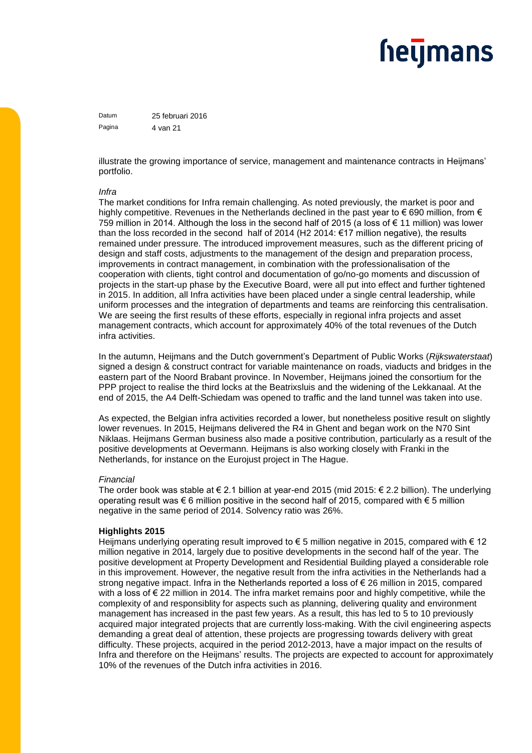illustrate the growing importance of service, management and maintenance contracts in Heijmans' portfolio.

*Infra*

The market conditions for Infra remain challenging. As noted previously, the market is poor and highly competitive. Revenues in the Netherlands declined in the past year to € 690 million, from € 759 million in 2014. Although the loss in the second half of 2015 (a loss of € 11 million) was lower than the loss recorded in the second half of 2014 (H2 2014: €17 million negative), the results remained under pressure. The introduced improvement measures, such as the different pricing of design and staff costs, adjustments to the management of the design and preparation process, improvements in contract management, in combination with the professionalisation of the cooperation with clients, tight control and documentation of go/no-go moments and discussion of projects in the start-up phase by the Executive Board, were all put into effect and further tightened in 2015. In addition, all Infra activities have been placed under a single central leadership, while uniform processes and the integration of departments and teams are reinforcing this centralisation. We are seeing the first results of these efforts, especially in regional infra projects and asset management contracts, which account for approximately 40% of the total revenues of the Dutch infra activities.

In the autumn, Heijmans and the Dutch government's Department of Public Works (*Rijkswaterstaat*) signed a design & construct contract for variable maintenance on roads, viaducts and bridges in the eastern part of the Noord Brabant province. In November, Heijmans joined the consortium for the PPP project to realise the third locks at the Beatrixsluis and the widening of the Lekkanaal. At the end of 2015, the A4 Delft-Schiedam was opened to traffic and the land tunnel was taken into use.

As expected, the Belgian infra activities recorded a lower, but nonetheless positive result on slightly lower revenues. In 2015, Heijmans delivered the R4 in Ghent and began work on the N70 Sint Niklaas. Heijmans German business also made a positive contribution, particularly as a result of the positive developments at Oevermann. Heijmans is also working closely with Franki in the Netherlands, for instance on the Eurojust project in The Hague.

*Financial*

The order book was stable at € 2.1 billion at year-end 2015 (mid 2015: € 2.2 billion). The underlying operating result was € 6 million positive in the second half of 2015, compared with € 5 million negative in the same period of 2014. Solvency ratio was 26%.

**Highlights 2015**

Heijmans underlying operating result improved to € 5 million negative in 2015, compared with € 12 million negative in 2014, largely due to positive developments in the second half of the year. The positive development at Property Development and Residential Building played a considerable role in this improvement. However, the negative result from the infra activities in the Netherlands had a strong negative impact. Infra in the Netherlands reported a loss of € 26 million in 2015, compared with a loss of € 22 million in 2014. The infra market remains poor and highly competitive, while the complexity of and responsiblity for aspects such as planning, delivering quality and environment management has increased in the past few years. As a result, this has led to 5 to 10 previously acquired major integrated projects that are currently loss-making. With the civil engineering aspects demanding a great deal of attention, these projects are progressing towards delivery with great difficulty. These projects, acquired in the period 2012-2013, have a major impact on the results of Infra and therefore on the Heijmans' results. The projects are expected to account for approximately 10% of the revenues of the Dutch infra activities in 2016.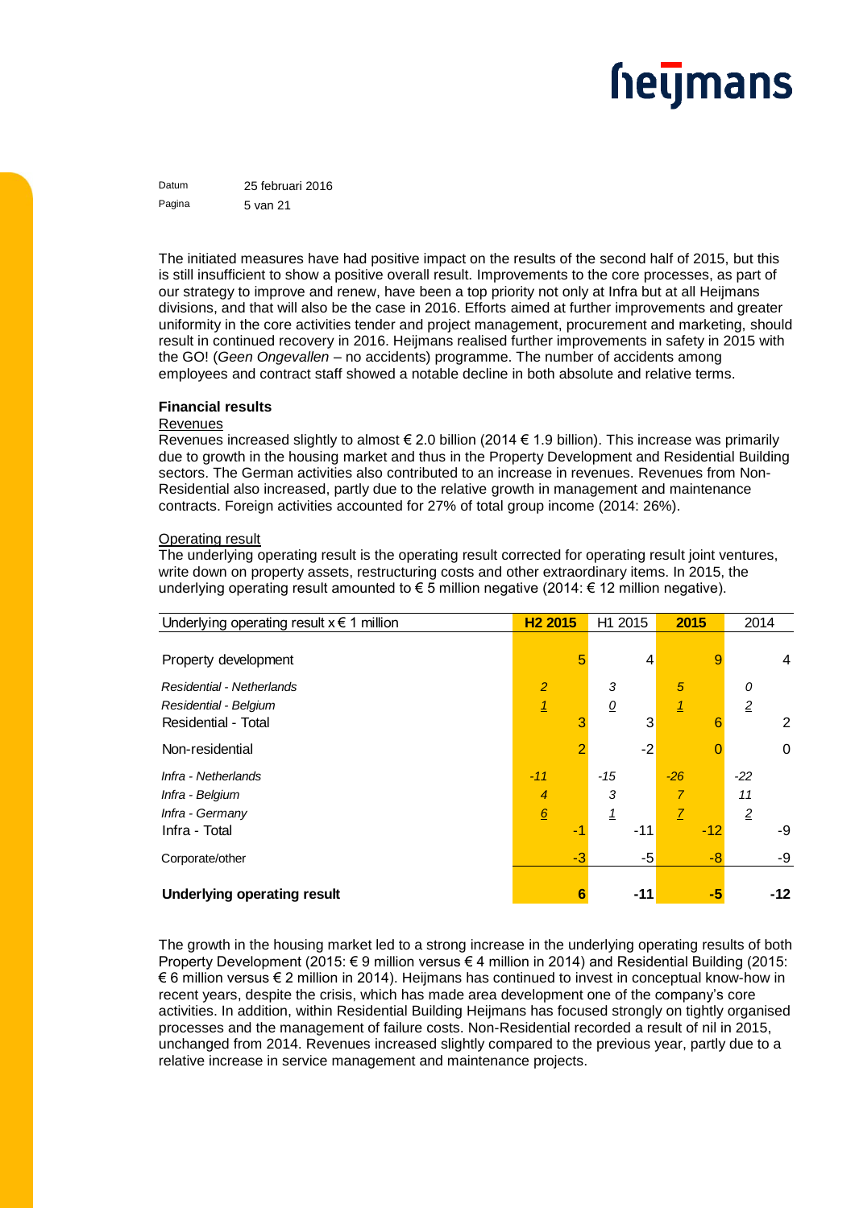The initiated measures have had positive impact on the results of the second half of 2015, but this is still insufficient to show a positive overall result. Improvements to the core processes, as part of our strategy to improve and renew, have been a top priority not only at Infra but at all Heijmans divisions, and that will also be the case in 2016. Efforts aimed at further improvements and greater uniformity in the core activities tender and project management, procurement and marketing, should result in continued recovery in 2016. Heijmans realised further improvements in safety in 2015 with the GO! (*Geen Ongevallen* – no accidents) programme. The number of accidents among employees and contract staff showed a notable decline in both absolute and relative terms.

**Financial results**

Revenues

Revenues increased slightly to almost € 2.0 billion (2014 € 1.9 billion). This increase was primarily due to growth in the housing market and thus in the Property Development and Residential Building sectors. The German activities also contributed to an increase in revenues. Revenues from Non-Residential also increased, partly due to the relative growth in management and maintenance contracts. Foreign activities accounted for 27% of total group income (2014: 26%).

Operating result

The underlying operating result is the operating result corrected for operating result joint ventures, write down on property assets, restructuring costs and other extraordinary items. In 2015, the underlying operating result amounted to € 5 million negative (2014: € 12 million negative).

| Underlying operating result x € 1 million | H2 2015 | | H1 2015 | | 2015 | | 2014 | |
|---|---|---|---|---|---|---|---|---|
| Property development | | 5 | | 4 | | 9 | | 4 |
| *Residential - Netherlands* | *2* | | *3* | | *5* | | *0* | |
| *Residential - Belgium* | *1* | | *0* | | *1* | | *2* | |
| Residential - Total | | 3 | | 3 | | 6 | | 2 |
| Non-residential | | 2 | | -2 | | 0 | | 0 |
| *Infra - Netherlands* | *-11* | | *-15* | | *-26* | | *-22* | |
| *Infra - Belgium* | *4* | | *3* | | *7* | | *11* | |
| *Infra - Germany* | *6* | | *1* | | *7* | | *2* | |
| Infra - Total | | -1 | | -11 | | -12 | | -9 |
| Corporate/other | | -3 | | -5 | | -8 | | -9 |
| **Underlying operating result** | | **6** | | **-11** | | **-5** | | **-12** |

The growth in the housing market led to a strong increase in the underlying operating results of both Property Development (2015: € 9 million versus € 4 million in 2014) and Residential Building (2015: € 6 million versus € 2 million in 2014). Heijmans has continued to invest in conceptual know-how in recent years, despite the crisis, which has made area development one of the company's core activities. In addition, within Residential Building Heijmans has focused strongly on tightly organised processes and the management of failure costs. Non-Residential recorded a result of nil in 2015, unchanged from 2014. Revenues increased slightly compared to the previous year, partly due to a relative increase in service management and maintenance projects.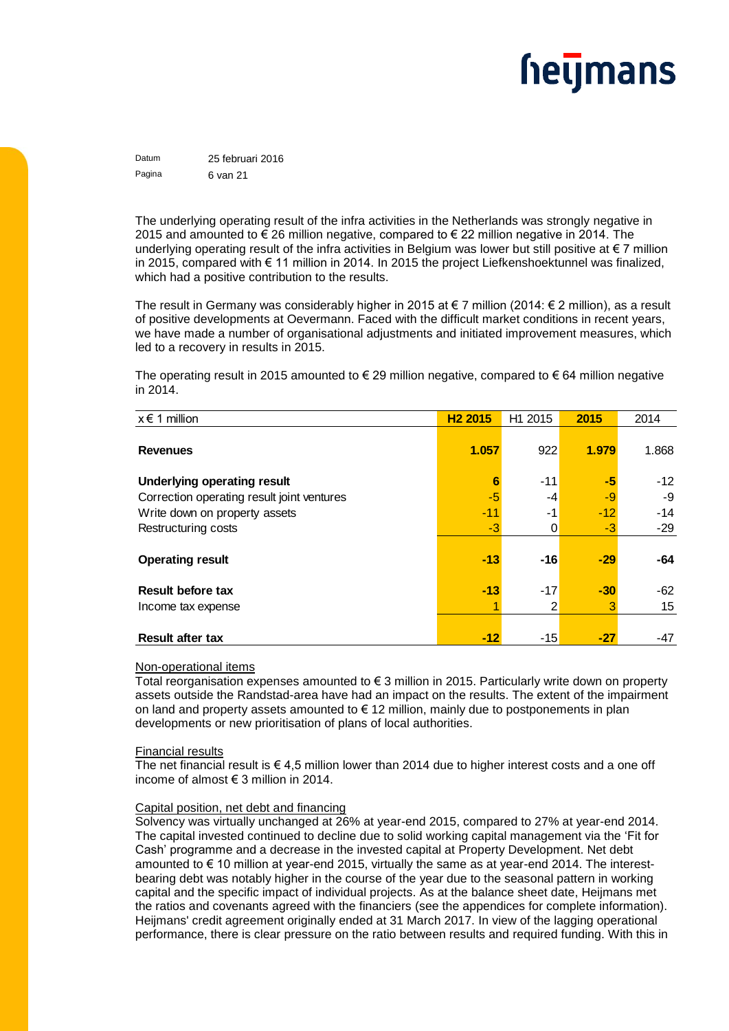The underlying operating result of the infra activities in the Netherlands was strongly negative in 2015 and amounted to € 26 million negative, compared to € 22 million negative in 2014. The underlying operating result of the infra activities in Belgium was lower but still positive at € 7 million in 2015, compared with € 11 million in 2014. In 2015 the project Liefkenshoektunnel was finalized, which had a positive contribution to the results.

The result in Germany was considerably higher in 2015 at € 7 million (2014: € 2 million), as a result of positive developments at Oevermann. Faced with the difficult market conditions in recent years, we have made a number of organisational adjustments and initiated improvement measures, which led to a recovery in results in 2015.

The operating result in 2015 amounted to € 29 million negative, compared to € 64 million negative in 2014.

| x € 1 million | **H2 2015** | H1 2015 | **2015** | 2014 |
|---|---|---|---|---|
| **Revenues** | **1.057** | 922 | **1.979** | 1.868 |
| **Underlying operating result** | **6** | -11 | **-5** | -12 |
| Correction operating result joint ventures | -5 | -4 | -9 | -9 |
| Write down on property assets | -11 | -1 | -12 | -14 |
| Restructuring costs | -3 | 0 | -3 | -29 |
| **Operating result** | **-13** | **-16** | **-29** | **-64** |
| **Result before tax** | **-13** | -17 | **-30** | -62 |
| Income tax expense | 1 | 2 | 3 | 15 |
| **Result after tax** | **-12** | -15 | **-27** | -47 |

Non-operational items

Total reorganisation expenses amounted to € 3 million in 2015. Particularly write down on property assets outside the Randstad-area have had an impact on the results. The extent of the impairment on land and property assets amounted to € 12 million, mainly due to postponements in plan developments or new prioritisation of plans of local authorities.

Financial results

The net financial result is € 4,5 million lower than 2014 due to higher interest costs and a one off income of almost € 3 million in 2014.

Capital position, net debt and financing

Solvency was virtually unchanged at 26% at year-end 2015, compared to 27% at year-end 2014. The capital invested continued to decline due to solid working capital management via the 'Fit for Cash' programme and a decrease in the invested capital at Property Development. Net debt amounted to € 10 million at year-end 2015, virtually the same as at year-end 2014. The interest-bearing debt was notably higher in the course of the year due to the seasonal pattern in working capital and the specific impact of individual projects. As at the balance sheet date, Heijmans met the ratios and covenants agreed with the financiers (see the appendices for complete information). Heijmans' credit agreement originally ended at 31 March 2017. In view of the lagging operational performance, there is clear pressure on the ratio between results and required funding. With this in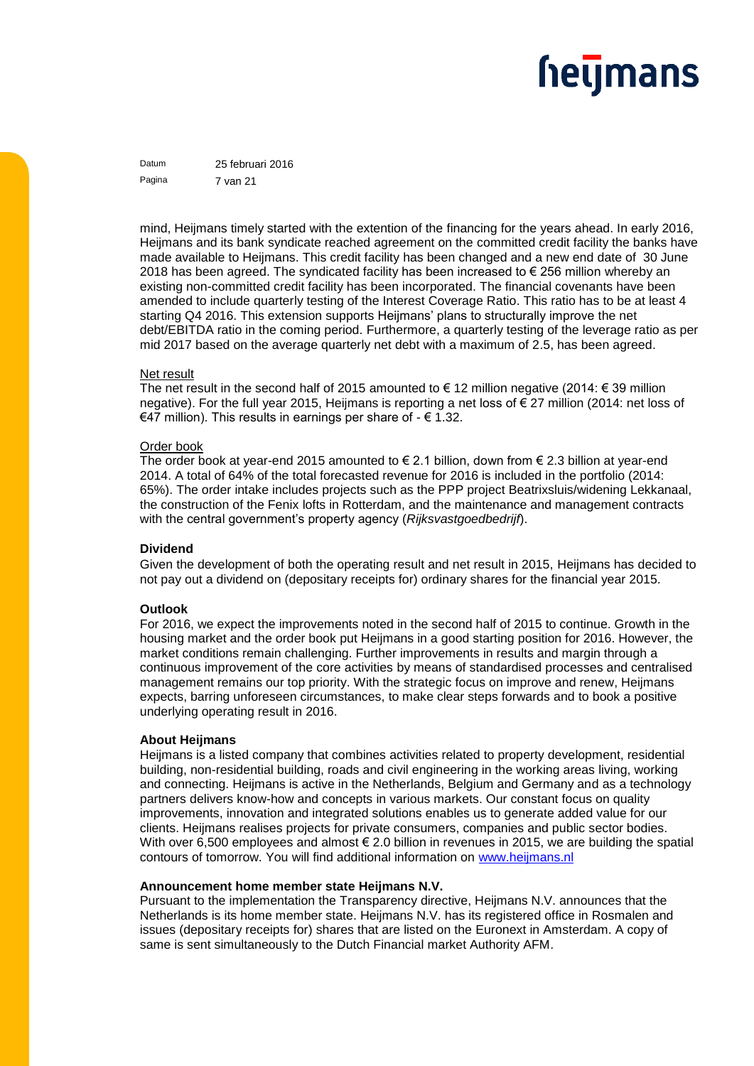mind, Heijmans timely started with the extention of the financing for the years ahead. In early 2016, Heijmans and its bank syndicate reached agreement on the committed credit facility the banks have made available to Heijmans. This credit facility has been changed and a new end date of 30 June 2018 has been agreed. The syndicated facility has been increased to € 256 million whereby an existing non-committed credit facility has been incorporated. The financial covenants have been amended to include quarterly testing of the Interest Coverage Ratio. This ratio has to be at least 4 starting Q4 2016. This extension supports Heijmans' plans to structurally improve the net debt/EBITDA ratio in the coming period. Furthermore, a quarterly testing of the leverage ratio as per mid 2017 based on the average quarterly net debt with a maximum of 2.5, has been agreed.

Net result

The net result in the second half of 2015 amounted to € 12 million negative (2014: € 39 million negative). For the full year 2015, Heijmans is reporting a net loss of € 27 million (2014: net loss of €47 million). This results in earnings per share of - € 1.32.

Order book

The order book at year-end 2015 amounted to € 2.1 billion, down from € 2.3 billion at year-end 2014. A total of 64% of the total forecasted revenue for 2016 is included in the portfolio (2014: 65%). The order intake includes projects such as the PPP project Beatrixsluis/widening Lekkanaal, the construction of the Fenix lofts in Rotterdam, and the maintenance and management contracts with the central government's property agency (*Rijksvastgoedbedrijf*).

**Dividend**

Given the development of both the operating result and net result in 2015, Heijmans has decided to not pay out a dividend on (depositary receipts for) ordinary shares for the financial year 2015.

**Outlook**

For 2016, we expect the improvements noted in the second half of 2015 to continue. Growth in the housing market and the order book put Heijmans in a good starting position for 2016. However, the market conditions remain challenging. Further improvements in results and margin through a continuous improvement of the core activities by means of standardised processes and centralised management remains our top priority. With the strategic focus on improve and renew, Heijmans expects, barring unforeseen circumstances, to make clear steps forwards and to book a positive underlying operating result in 2016.

**About Heijmans**

Heijmans is a listed company that combines activities related to property development, residential building, non-residential building, roads and civil engineering in the working areas living, working and connecting. Heijmans is active in the Netherlands, Belgium and Germany and as a technology partners delivers know-how and concepts in various markets. Our constant focus on quality improvements, innovation and integrated solutions enables us to generate added value for our clients. Heijmans realises projects for private consumers, companies and public sector bodies. With over 6,500 employees and almost € 2.0 billion in revenues in 2015, we are building the spatial contours of tomorrow. You will find additional information on www.heijmans.nl

**Announcement home member state Heijmans N.V.**

Pursuant to the implementation the Transparency directive, Heijmans N.V. announces that the Netherlands is its home member state. Heijmans N.V. has its registered office in Rosmalen and issues (depositary receipts for) shares that are listed on the Euronext in Amsterdam. A copy of same is sent simultaneously to the Dutch Financial market Authority AFM.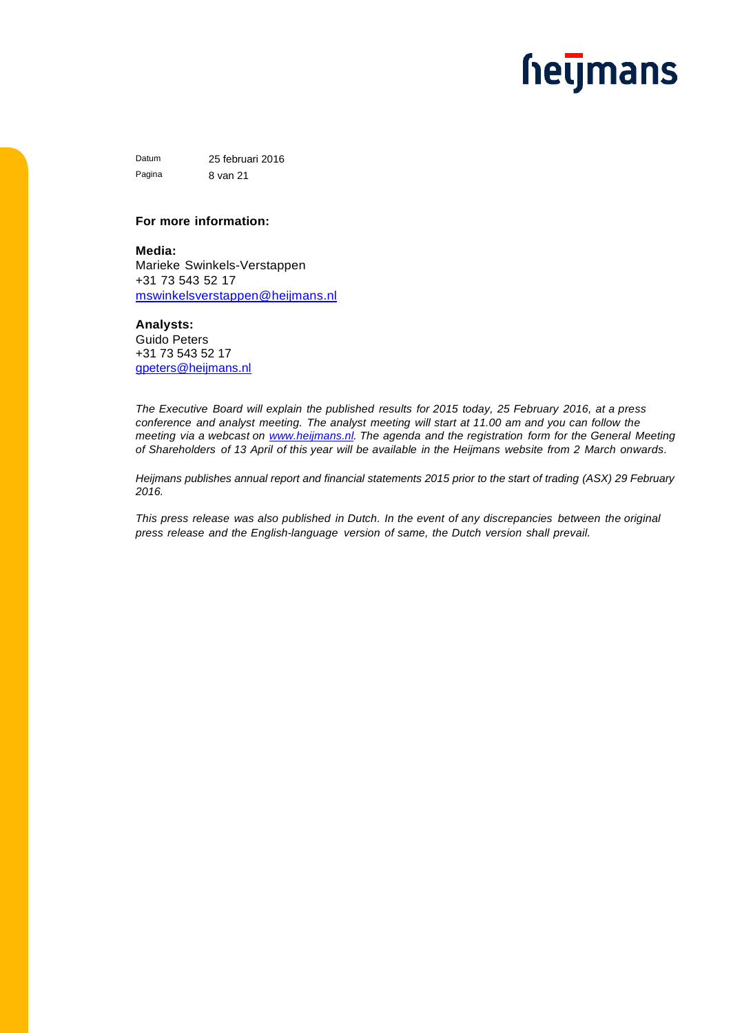**For more information:**

**Media:**
Marieke Swinkels-Verstappen
+31 73 543 52 17
mswinkelsverstappen@heijmans.nl

**Analysts:**
Guido Peters
+31 73 543 52 17
gpeters@heijmans.nl

*The Executive Board will explain the published results for 2015 today, 25 February 2016, at a press conference and analyst meeting. The analyst meeting will start at 11.00 am and you can follow the meeting via a webcast on www.heijmans.nl. The agenda and the registration form for the General Meeting of Shareholders of 13 April of this year will be available in the Heijmans website from 2 March onwards.*

*Heijmans publishes annual report and financial statements 2015 prior to the start of trading (ASX) 29 February 2016.*

*This press release was also published in Dutch. In the event of any discrepancies between the original press release and the English-language version of same, the Dutch version shall prevail.*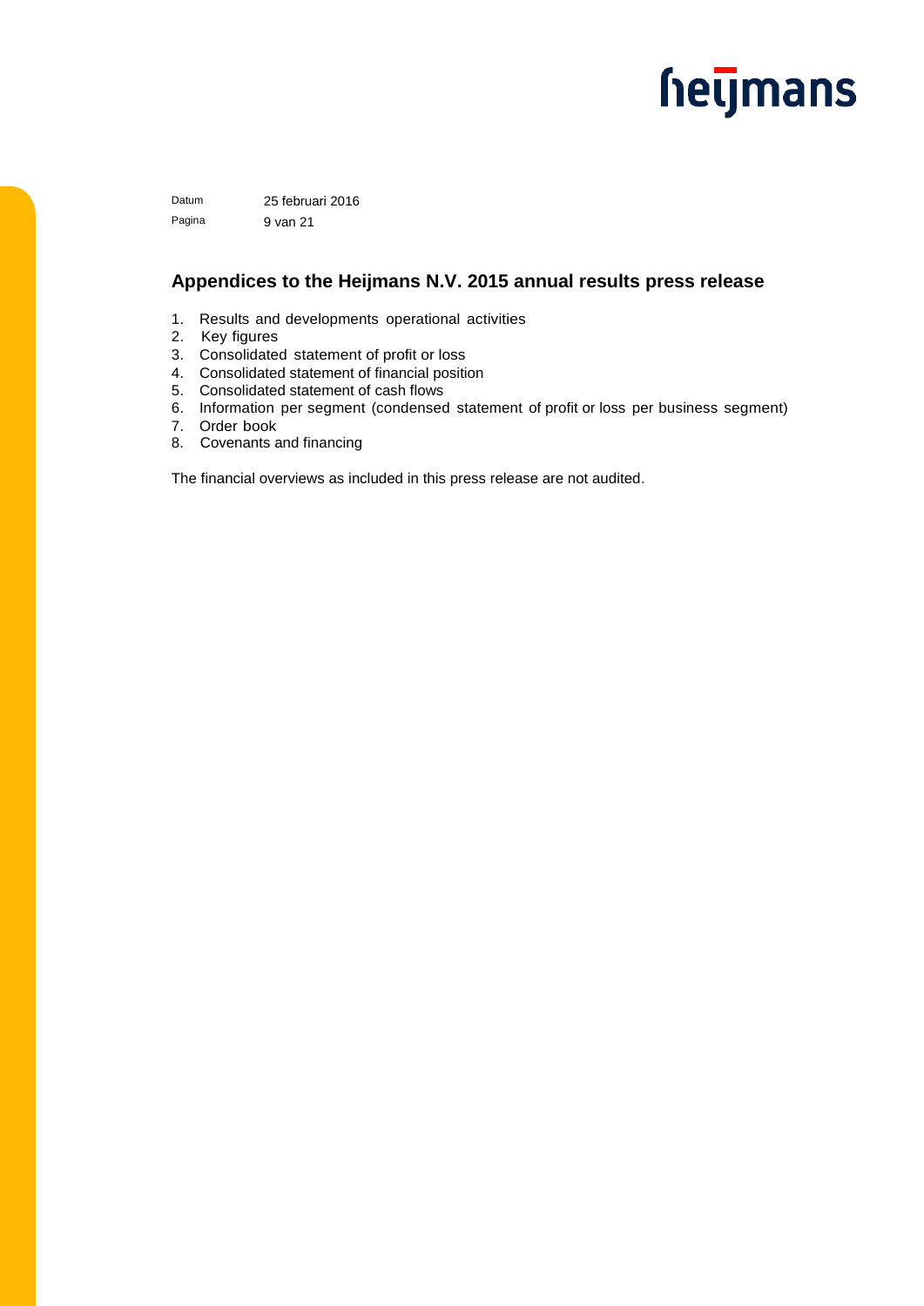## Appendices to the Heijmans N.V. 2015 annual results press release

1. Results and developments operational activities
2. Key figures
3. Consolidated statement of profit or loss
4. Consolidated statement of financial position
5. Consolidated statement of cash flows
6. Information per segment (condensed statement of profit or loss per business segment)
7. Order book
8. Covenants and financing

The financial overviews as included in this press release are not audited.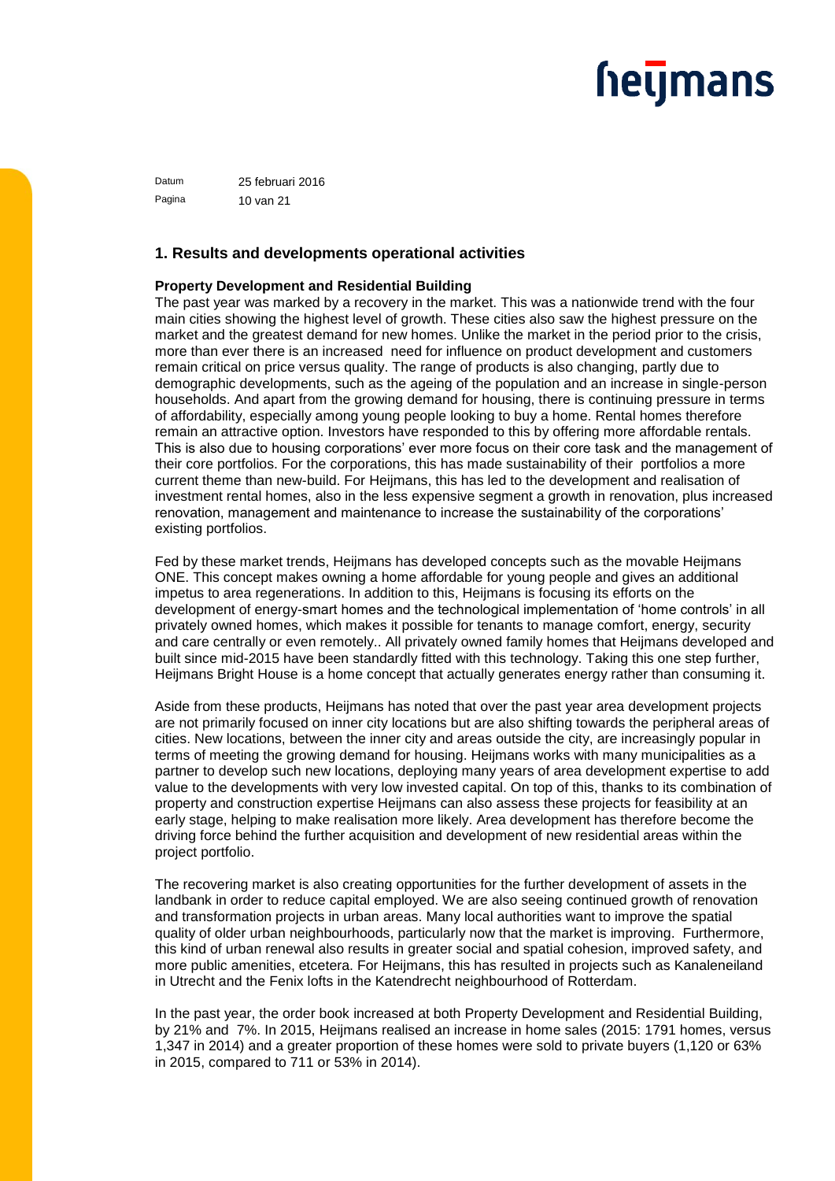## 1. Results and developments operational activities

**Property Development and Residential Building**

The past year was marked by a recovery in the market. This was a nationwide trend with the four main cities showing the highest level of growth. These cities also saw the highest pressure on the market and the greatest demand for new homes. Unlike the market in the period prior to the crisis, more than ever there is an increased need for influence on product development and customers remain critical on price versus quality. The range of products is also changing, partly due to demographic developments, such as the ageing of the population and an increase in single-person households. And apart from the growing demand for housing, there is continuing pressure in terms of affordability, especially among young people looking to buy a home. Rental homes therefore remain an attractive option. Investors have responded to this by offering more affordable rentals. This is also due to housing corporations' ever more focus on their core task and the management of their core portfolios. For the corporations, this has made sustainability of their portfolios a more current theme than new-build. For Heijmans, this has led to the development and realisation of investment rental homes, also in the less expensive segment a growth in renovation, plus increased renovation, management and maintenance to increase the sustainability of the corporations' existing portfolios.

Fed by these market trends, Heijmans has developed concepts such as the movable Heijmans ONE. This concept makes owning a home affordable for young people and gives an additional impetus to area regenerations. In addition to this, Heijmans is focusing its efforts on the development of energy-smart homes and the technological implementation of 'home controls' in all privately owned homes, which makes it possible for tenants to manage comfort, energy, security and care centrally or even remotely.. All privately owned family homes that Heijmans developed and built since mid-2015 have been standardly fitted with this technology. Taking this one step further, Heijmans Bright House is a home concept that actually generates energy rather than consuming it.

Aside from these products, Heijmans has noted that over the past year area development projects are not primarily focused on inner city locations but are also shifting towards the peripheral areas of cities. New locations, between the inner city and areas outside the city, are increasingly popular in terms of meeting the growing demand for housing. Heijmans works with many municipalities as a partner to develop such new locations, deploying many years of area development expertise to add value to the developments with very low invested capital. On top of this, thanks to its combination of property and construction expertise Heijmans can also assess these projects for feasibility at an early stage, helping to make realisation more likely. Area development has therefore become the driving force behind the further acquisition and development of new residential areas within the project portfolio.

The recovering market is also creating opportunities for the further development of assets in the landbank in order to reduce capital employed. We are also seeing continued growth of renovation and transformation projects in urban areas. Many local authorities want to improve the spatial quality of older urban neighbourhoods, particularly now that the market is improving. Furthermore, this kind of urban renewal also results in greater social and spatial cohesion, improved safety, and more public amenities, etcetera. For Heijmans, this has resulted in projects such as Kanaleneiland in Utrecht and the Fenix lofts in the Katendrecht neighbourhood of Rotterdam.

In the past year, the order book increased at both Property Development and Residential Building, by 21% and 7%. In 2015, Heijmans realised an increase in home sales (2015: 1791 homes, versus 1,347 in 2014) and a greater proportion of these homes were sold to private buyers (1,120 or 63% in 2015, compared to 711 or 53% in 2014).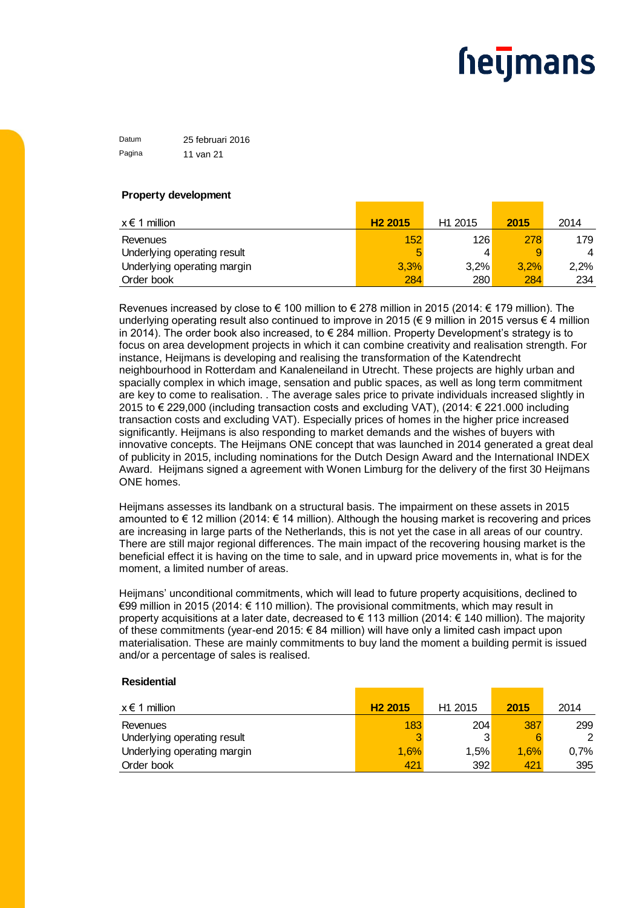### Property development

| x € 1 million | H2 2015 | H1 2015 | 2015 | 2014 |
|---|---|---|---|---|
| Revenues | 152 | 126 | 278 | 179 |
| Underlying operating result | 5 | 4 | 9 | 4 |
| Underlying operating margin | 3,3% | 3,2% | 3,2% | 2,2% |
| Order book | 284 | 280 | 284 | 234 |

Revenues increased by close to € 100 million to € 278 million in 2015 (2014: € 179 million). The underlying operating result also continued to improve in 2015 (€ 9 million in 2015 versus € 4 million in 2014). The order book also increased, to € 284 million. Property Development's strategy is to focus on area development projects in which it can combine creativity and realisation strength. For instance, Heijmans is developing and realising the transformation of the Katendrecht neighbourhood in Rotterdam and Kanaleneiland in Utrecht. These projects are highly urban and spacially complex in which image, sensation and public spaces, as well as long term commitment are key to come to realisation. . The average sales price to private individuals increased slightly in 2015 to € 229,000 (including transaction costs and excluding VAT), (2014: € 221.000 including transaction costs and excluding VAT). Especially prices of homes in the higher price increased significantly. Heijmans is also responding to market demands and the wishes of buyers with innovative concepts. The Heijmans ONE concept that was launched in 2014 generated a great deal of publicity in 2015, including nominations for the Dutch Design Award and the International INDEX Award. Heijmans signed a agreement with Wonen Limburg for the delivery of the first 30 Heijmans ONE homes.

Heijmans assesses its landbank on a structural basis. The impairment on these assets in 2015 amounted to € 12 million (2014: € 14 million). Although the housing market is recovering and prices are increasing in large parts of the Netherlands, this is not yet the case in all areas of our country. There are still major regional differences. The main impact of the recovering housing market is the beneficial effect it is having on the time to sale, and in upward price movements in, what is for the moment, a limited number of areas.

Heijmans' unconditional commitments, which will lead to future property acquisitions, declined to €99 million in 2015 (2014: € 110 million). The provisional commitments, which may result in property acquisitions at a later date, decreased to € 113 million (2014: € 140 million). The majority of these commitments (year-end 2015: € 84 million) will have only a limited cash impact upon materialisation. These are mainly commitments to buy land the moment a building permit is issued and/or a percentage of sales is realised.

### Residential

| x € 1 million | H2 2015 | H1 2015 | 2015 | 2014 |
|---|---|---|---|---|
| Revenues | 183 | 204 | 387 | 299 |
| Underlying operating result | 3 | 3 | 6 | 2 |
| Underlying operating margin | 1,6% | 1,5% | 1,6% | 0,7% |
| Order book | 421 | 392 | 421 | 395 |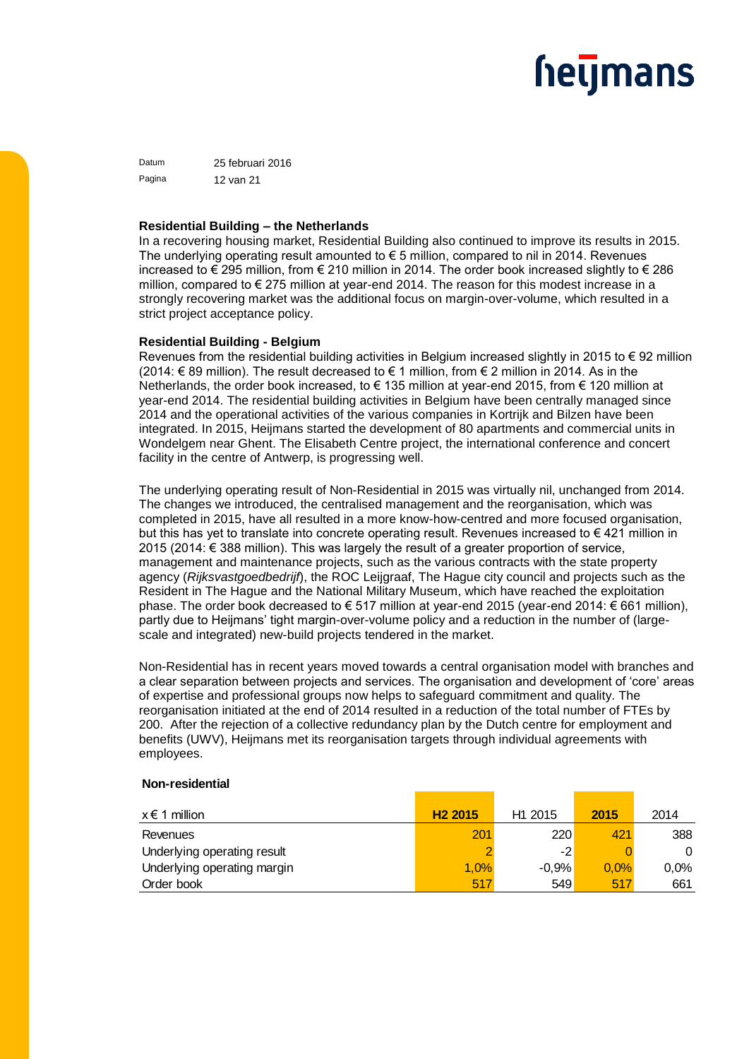### Residential Building – the Netherlands

In a recovering housing market, Residential Building also continued to improve its results in 2015. The underlying operating result amounted to € 5 million, compared to nil in 2014. Revenues increased to € 295 million, from € 210 million in 2014. The order book increased slightly to € 286 million, compared to € 275 million at year-end 2014. The reason for this modest increase in a strongly recovering market was the additional focus on margin-over-volume, which resulted in a strict project acceptance policy.

### Residential Building - Belgium

Revenues from the residential building activities in Belgium increased slightly in 2015 to € 92 million (2014: € 89 million). The result decreased to € 1 million, from € 2 million in 2014. As in the Netherlands, the order book increased, to € 135 million at year-end 2015, from € 120 million at year-end 2014. The residential building activities in Belgium have been centrally managed since 2014 and the operational activities of the various companies in Kortrijk and Bilzen have been integrated. In 2015, Heijmans started the development of 80 apartments and commercial units in Wondelgem near Ghent. The Elisabeth Centre project, the international conference and concert facility in the centre of Antwerp, is progressing well.

The underlying operating result of Non-Residential in 2015 was virtually nil, unchanged from 2014. The changes we introduced, the centralised management and the reorganisation, which was completed in 2015, have all resulted in a more know-how-centred and more focused organisation, but this has yet to translate into concrete operating result. Revenues increased to € 421 million in 2015 (2014: € 388 million). This was largely the result of a greater proportion of service, management and maintenance projects, such as the various contracts with the state property agency (*Rijksvastgoedbedrijf*), the ROC Leijgraaf, The Hague city council and projects such as the Resident in The Hague and the National Military Museum, which have reached the exploitation phase. The order book decreased to € 517 million at year-end 2015 (year-end 2014: € 661 million), partly due to Heijmans' tight margin-over-volume policy and a reduction in the number of (large-scale and integrated) new-build projects tendered in the market.

Non-Residential has in recent years moved towards a central organisation model with branches and a clear separation between projects and services. The organisation and development of 'core' areas of expertise and professional groups now helps to safeguard commitment and quality. The reorganisation initiated at the end of 2014 resulted in a reduction of the total number of FTEs by 200. After the rejection of a collective redundancy plan by the Dutch centre for employment and benefits (UWV), Heijmans met its reorganisation targets through individual agreements with employees.

**Non-residential**

| x € 1 million | **H2 2015** | H1 2015 | **2015** | 2014 |
|---|---|---|---|---|
| Revenues | 201 | 220 | 421 | 388 |
| Underlying operating result | 2 | -2 | 0 | 0 |
| Underlying operating margin | 1,0% | -0,9% | 0,0% | 0,0% |
| Order book | 517 | 549 | 517 | 661 |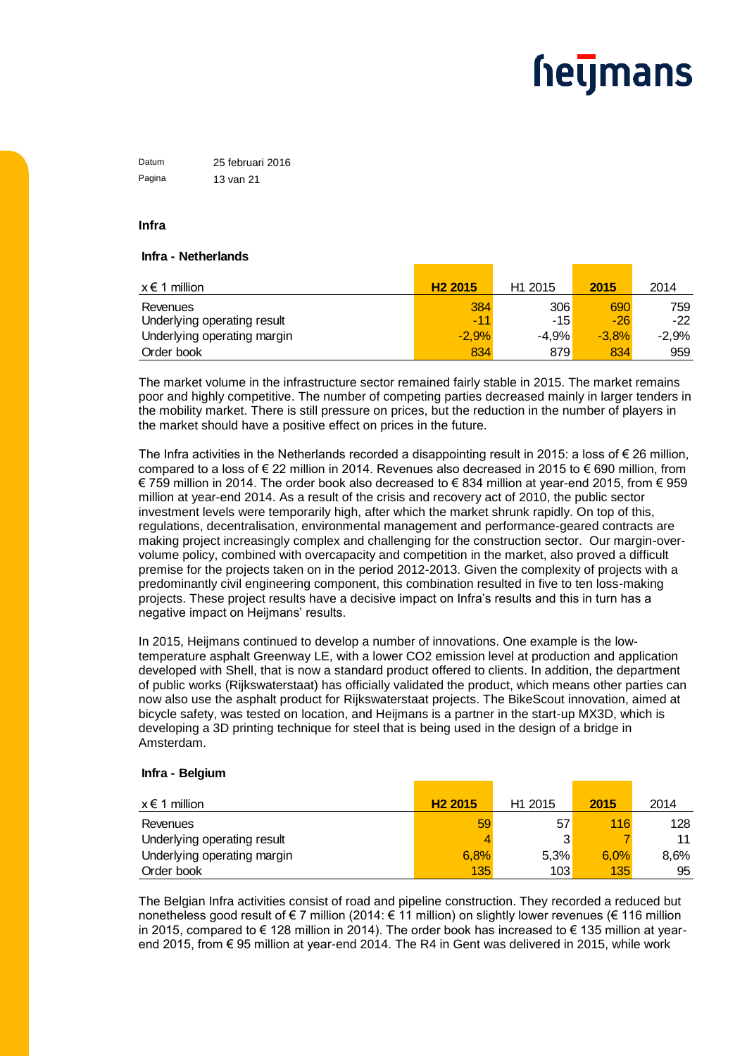## Infra

### Infra - Netherlands

| x € 1 million | H2 2015 | H1 2015 | 2015 | 2014 |
|---|---|---|---|---|
| Revenues | 384 | 306 | 690 | 759 |
| Underlying operating result | -11 | -15 | -26 | -22 |
| Underlying operating margin | -2,9% | -4,9% | -3,8% | -2,9% |
| Order book | 834 | 879 | 834 | 959 |

The market volume in the infrastructure sector remained fairly stable in 2015. The market remains poor and highly competitive. The number of competing parties decreased mainly in larger tenders in the mobility market. There is still pressure on prices, but the reduction in the number of players in the market should have a positive effect on prices in the future.

The Infra activities in the Netherlands recorded a disappointing result in 2015: a loss of € 26 million, compared to a loss of € 22 million in 2014. Revenues also decreased in 2015 to € 690 million, from € 759 million in 2014. The order book also decreased to € 834 million at year-end 2015, from € 959 million at year-end 2014. As a result of the crisis and recovery act of 2010, the public sector investment levels were temporarily high, after which the market shrunk rapidly. On top of this, regulations, decentralisation, environmental management and performance-geared contracts are making project increasingly complex and challenging for the construction sector. Our margin-over-volume policy, combined with overcapacity and competition in the market, also proved a difficult premise for the projects taken on in the period 2012-2013. Given the complexity of projects with a predominantly civil engineering component, this combination resulted in five to ten loss-making projects. These project results have a decisive impact on Infra's results and this in turn has a negative impact on Heijmans' results.

In 2015, Heijmans continued to develop a number of innovations. One example is the low-temperature asphalt Greenway LE, with a lower $CO_2$ emission level at production and application developed with Shell, that is now a standard product offered to clients. In addition, the department of public works (Rijkswaterstaat) has officially validated the product, which means other parties can now also use the asphalt product for Rijkswaterstaat projects. The BikeScout innovation, aimed at bicycle safety, was tested on location, and Heijmans is a partner in the start-up MX3D, which is developing a 3D printing technique for steel that is being used in the design of a bridge in Amsterdam.

### Infra - Belgium

| x € 1 million | H2 2015 | H1 2015 | 2015 | 2014 |
|---|---|---|---|---|
| Revenues | 59 | 57 | 116 | 128 |
| Underlying operating result | 4 | 3 | 7 | 11 |
| Underlying operating margin | 6,8% | 5,3% | 6,0% | 8,6% |
| Order book | 135 | 103 | 135 | 95 |

The Belgian Infra activities consist of road and pipeline construction. They recorded a reduced but nonetheless good result of € 7 million (2014: € 11 million) on slightly lower revenues (€ 116 million in 2015, compared to € 128 million in 2014). The order book has increased to € 135 million at year-end 2015, from € 95 million at year-end 2014. The R4 in Gent was delivered in 2015, while work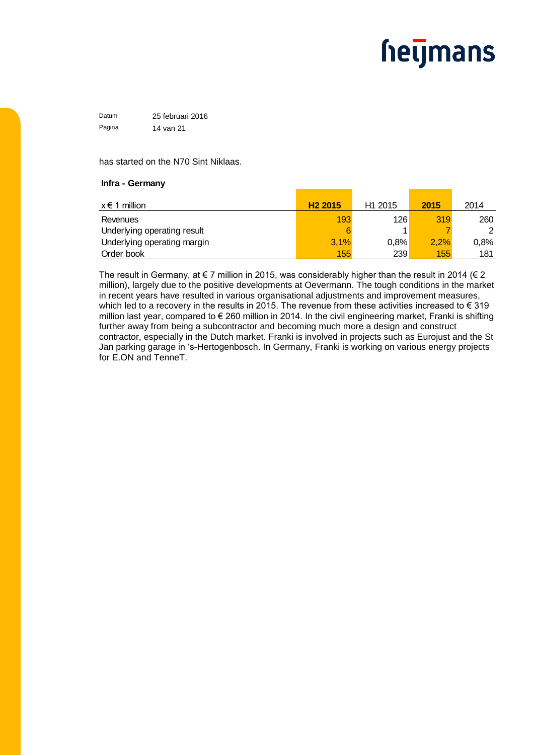has started on the N70 Sint Niklaas.

**Infra - Germany**

| x € 1 million | **H2 2015** | H1 2015 | **2015** | 2014 |
|---|---|---|---|---|
| Revenues | 193 | 126 | 319 | 260 |
| Underlying operating result | 6 | 1 | 7 | 2 |
| Underlying operating margin | 3,1% | 0,8% | 2,2% | 0,8% |
| Order book | 155 | 239 | 155 | 181 |

The result in Germany, at € 7 million in 2015, was considerably higher than the result in 2014 (€ 2 million), largely due to the positive developments at Oevermann. The tough conditions in the market in recent years have resulted in various organisational adjustments and improvement measures, which led to a recovery in the results in 2015. The revenue from these activities increased to € 319 million last year, compared to € 260 million in 2014. In the civil engineering market, Franki is shifting further away from being a subcontractor and becoming much more a design and construct contractor, especially in the Dutch market. Franki is involved in projects such as Eurojust and the St Jan parking garage in 's-Hertogenbosch. In Germany, Franki is working on various energy projects for E.ON and TenneT.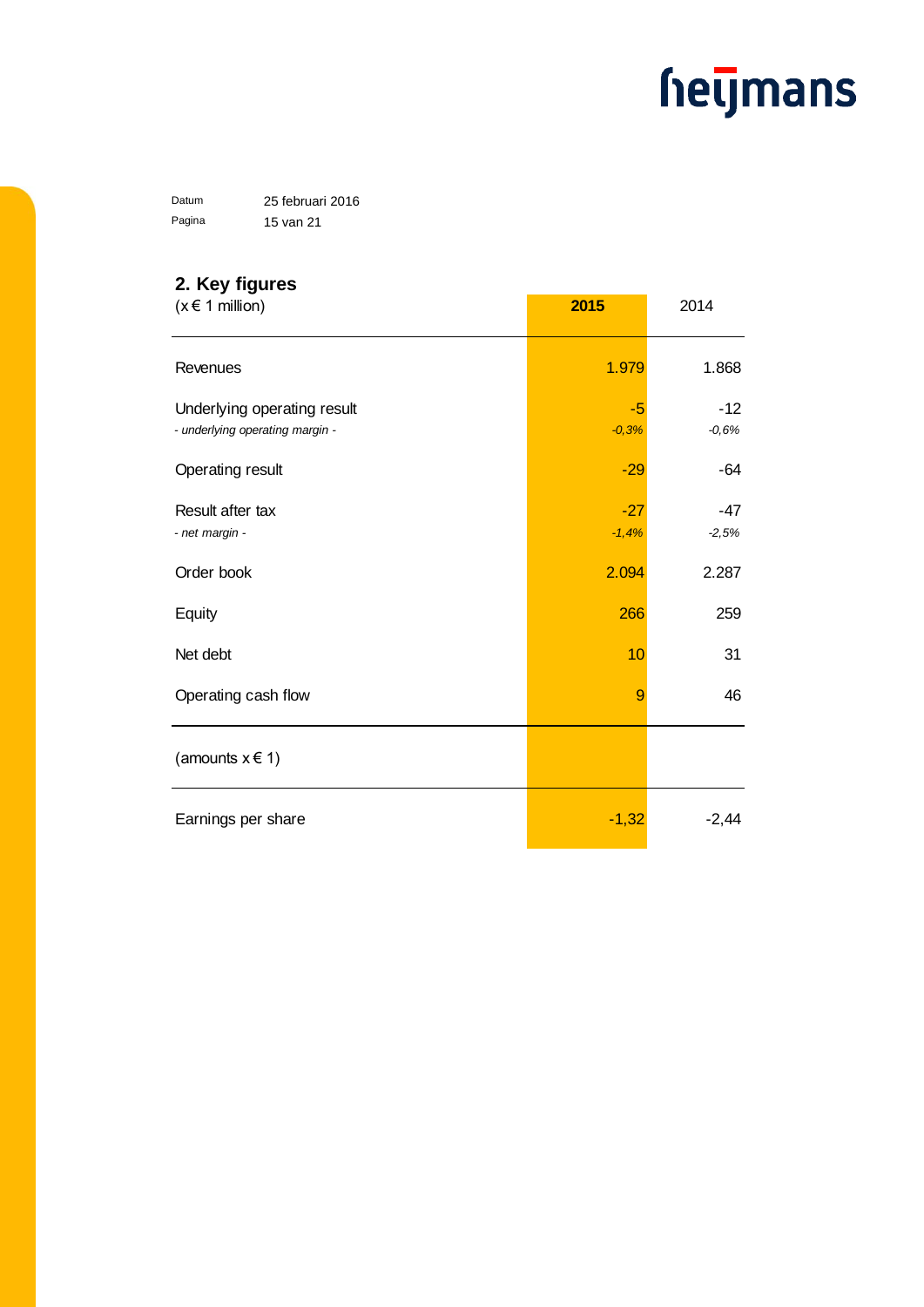## 2. Key figures

| (x € 1 million) | **2015** | 2014 |
|---|---|---|
| Revenues | 1.979 | 1.868 |
| Underlying operating result | -5 | -12 |
| *- underlying operating margin -* | *-0,3%* | *-0,6%* |
| Operating result | -29 | -64 |
| Result after tax | -27 | -47 |
| *- net margin -* | *-1,4%* | *-2,5%* |
| Order book | 2.094 | 2.287 |
| Equity | 266 | 259 |
| Net debt | 10 | 31 |
| Operating cash flow | 9 | 46 |
| (amounts x € 1) | | |
| Earnings per share | -1,32 | -2,44 |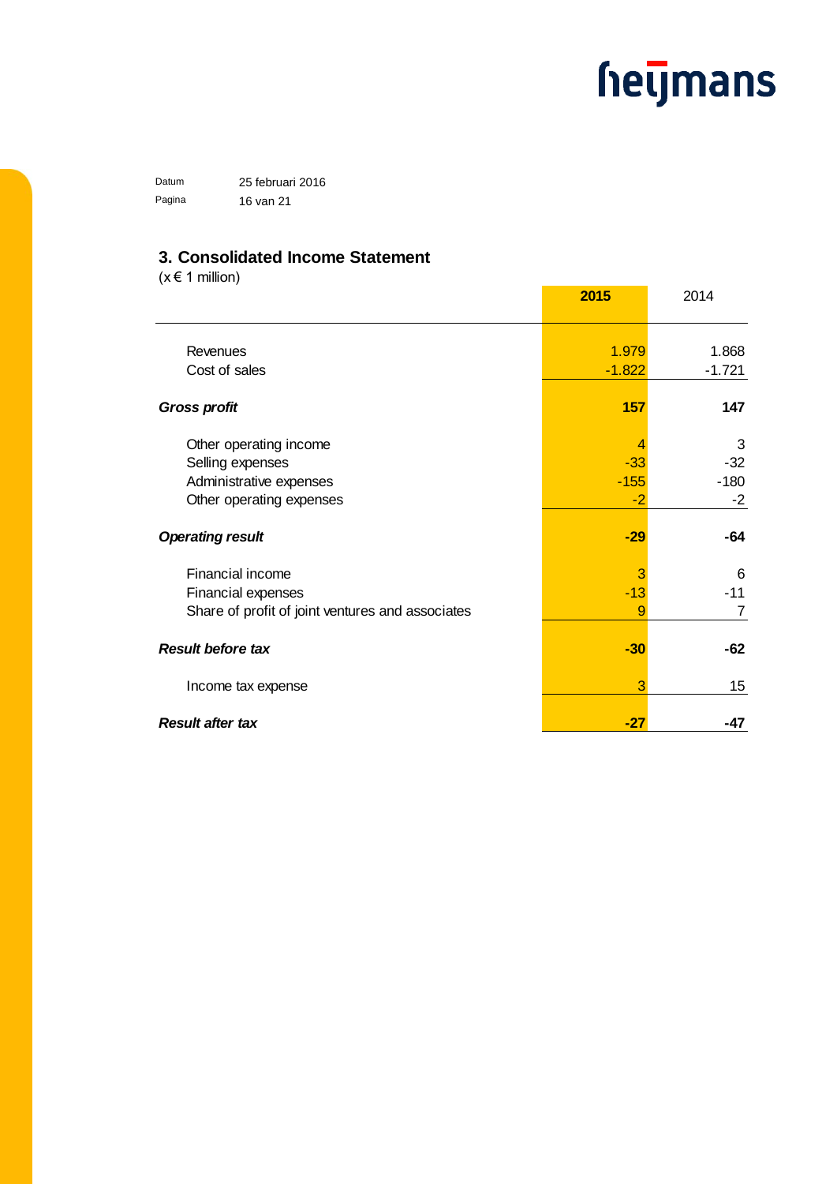## 3. Consolidated Income Statement

(x € 1 million)

| | **2015** | 2014 |
|---|---|---|
| Revenues | 1.979 | 1.868 |
| Cost of sales | -1.822 | -1.721 |
| ***Gross profit*** | **157** | **147** |
| Other operating income | 4 | 3 |
| Selling expenses | -33 | -32 |
| Administrative expenses | -155 | -180 |
| Other operating expenses | -2 | -2 |
| ***Operating result*** | **-29** | **-64** |
| Financial income | 3 | 6 |
| Financial expenses | -13 | -11 |
| Share of profit of joint ventures and associates | 9 | 7 |
| ***Result before tax*** | **-30** | **-62** |
| Income tax expense | 3 | 15 |
| ***Result after tax*** | **-27** | **-47** |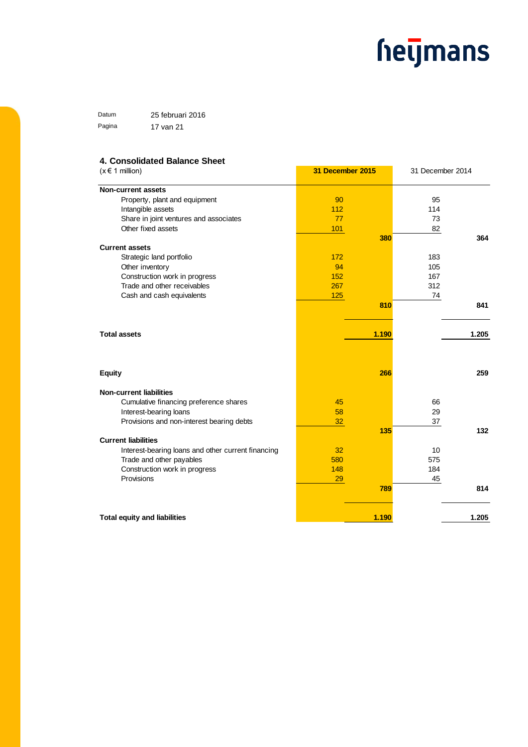heijmans

Datum 25 februari 2016

Pagina 17 van 21

## 4. Consolidated Balance Sheet

| (x € 1 million) | 31 December 2015 | | 31 December 2014 | |
|---|---|---|---|---|
| **Non-current assets** | | | | |
| Property, plant and equipment | 90 | | 95 | |
| Intangible assets | 112 | | 114 | |
| Share in joint ventures and associates | 77 | | 73 | |
| Other fixed assets | 101 | | 82 | |
| | | **380** | | **364** |
| **Current assets** | | | | |
| Strategic land portfolio | 172 | | 183 | |
| Other inventory | 94 | | 105 | |
| Construction work in progress | 152 | | 167 | |
| Trade and other receivables | 267 | | 312 | |
| Cash and cash equivalents | 125 | | 74 | |
| | | **810** | | **841** |
| **Total assets** | | **1.190** | | **1.205** |
| **Equity** | | **266** | | **259** |
| **Non-current liabilities** | | | | |
| Cumulative financing preference shares | 45 | | 66 | |
| Interest-bearing loans | 58 | | 29 | |
| Provisions and non-interest bearing debts | 32 | | 37 | |
| | | **135** | | **132** |
| **Current liabilities** | | | | |
| Interest-bearing loans and other current financing | 32 | | 10 | |
| Trade and other payables | 580 | | 575 | |
| Construction work in progress | 148 | | 184 | |
| Provisions | 29 | | 45 | |
| | | **789** | | **814** |
| **Total equity and liabilities** | | **1.190** | | **1.205** |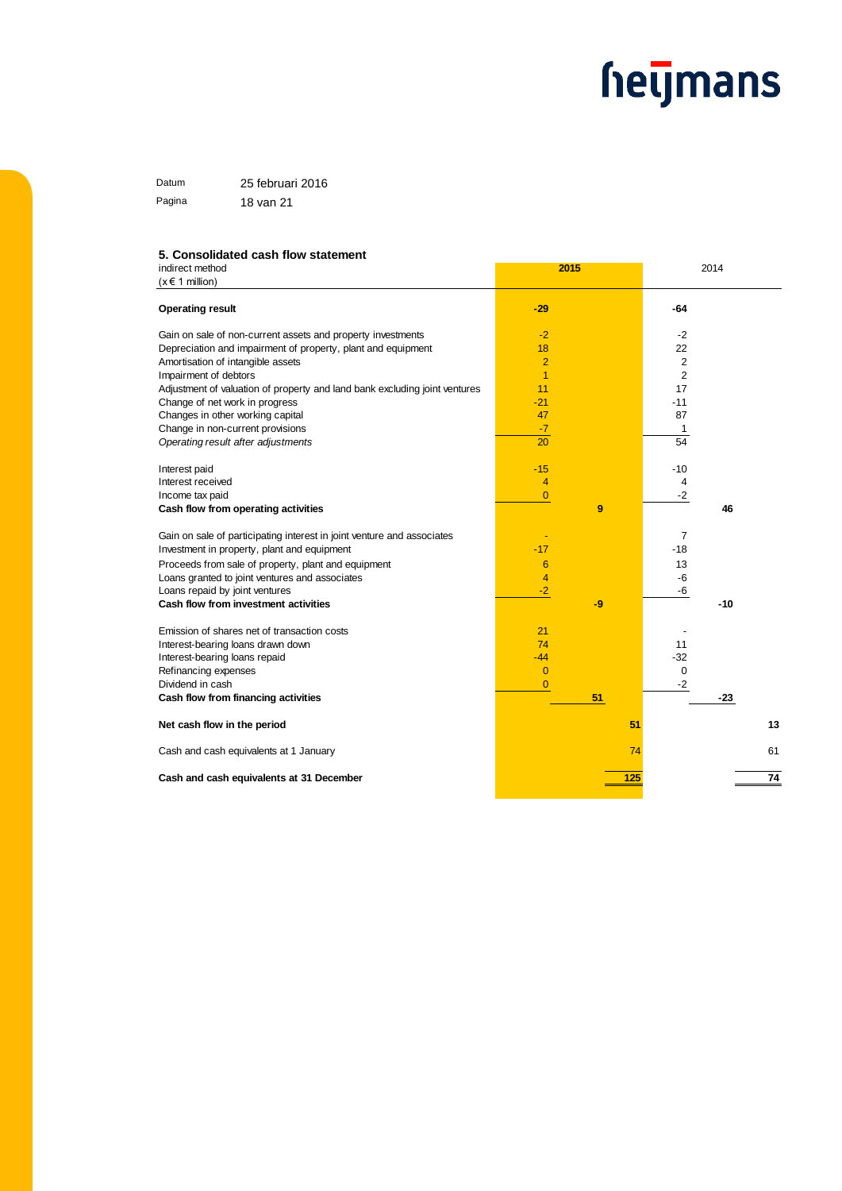### 5. Consolidated cash flow statement

| indirect method (x € 1 million) | 2015 | | | 2014 | | |
|---|---|---|---|---|---|---|
| **Operating result** | **-29** | | | **-64** | | |
| Gain on sale of non-current assets and property investments | -2 | | | -2 | | |
| Depreciation and impairment of property, plant and equipment | 18 | | | 22 | | |
| Amortisation of intangible assets | 2 | | | 2 | | |
| Impairment of debtors | 1 | | | 2 | | |
| Adjustment of valuation of property and land bank excluding joint ventures | 11 | | | 17 | | |
| Change of net work in progress | -21 | | | -11 | | |
| Changes in other working capital | 47 | | | 87 | | |
| Change in non-current provisions | -7 | | | 1 | | |
| *Operating result after adjustments* | 20 | | | 54 | | |
| Interest paid | -15 | | | -10 | | |
| Interest received | 4 | | | 4 | | |
| Income tax paid | 0 | | | -2 | | |
| **Cash flow from operating activities** | | **9** | | | **46** | |
| Gain on sale of participating interest in joint venture and associates | - | | | 7 | | |
| Investment in property, plant and equipment | -17 | | | -18 | | |
| Proceeds from sale of property, plant and equipment | 6 | | | 13 | | |
| Loans granted to joint ventures and associates | 4 | | | -6 | | |
| Loans repaid by joint ventures | -2 | | | -6 | | |
| **Cash flow from investment activities** | | **-9** | | | **-10** | |
| Emission of shares net of transaction costs | 21 | | | - | | |
| Interest-bearing loans drawn down | 74 | | | 11 | | |
| Interest-bearing loans repaid | -44 | | | -32 | | |
| Refinancing expenses | 0 | | | 0 | | |
| Dividend in cash | 0 | | | -2 | | |
| **Cash flow from financing activities** | | **51** | | | **-23** | |
| **Net cash flow in the period** | | | **51** | | | **13** |
| Cash and cash equivalents at 1 January | | | 74 | | | 61 |
| **Cash and cash equivalents at 31 December** | | | **125** | | | **74** |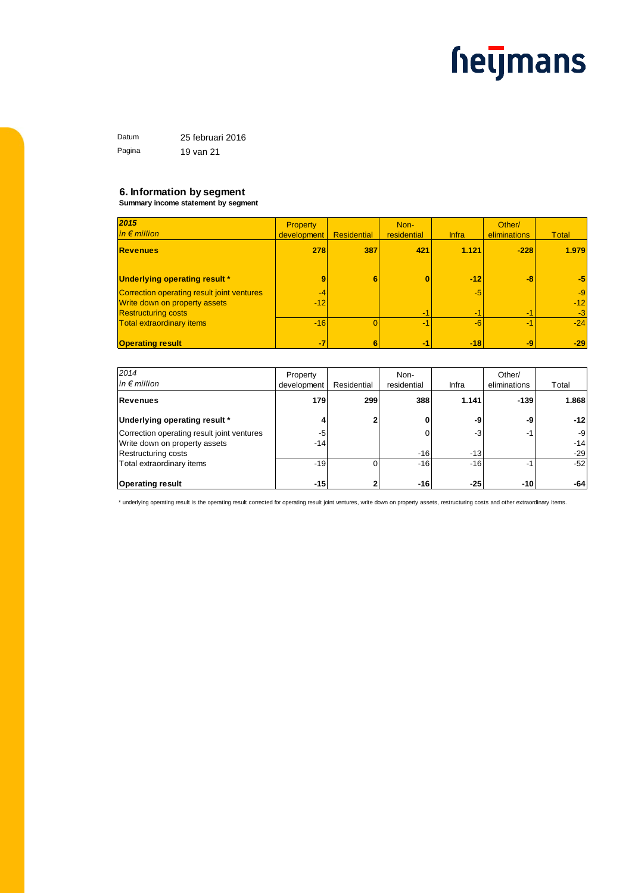Datum 25 februari 2016

## 6. Information by segment

**Summary income statement by segment**

| ***2015*** *in € million* | Property development | Residential | Non-residential | Infra | Other/ eliminations | Total |
|---|---|---|---|---|---|---|
| **Revenues** | **278** | **387** | **421** | **1.121** | **-228** | **1.979** |
| **Underlying operating result \*** | **9** | **6** | **0** | **-12** | **-8** | **-5** |
| Correction operating result joint ventures | -4 | | | -5 | | -9 |
| Write down on property assets | -12 | | | | | -12 |
| Restructuring costs | | | -1 | -1 | -1 | -3 |
| Total extraordinary items | -16 | 0 | -1 | -6 | -1 | -24 |
| **Operating result** | **-7** | **6** | **-1** | **-18** | **-9** | **-29** |

| *2014* *in € million* | Property development | Residential | Non-residential | Infra | Other/ eliminations | Total |
|---|---|---|---|---|---|---|
| **Revenues** | **179** | **299** | **388** | **1.141** | **-139** | **1.868** |
| **Underlying operating result \*** | **4** | **2** | **0** | **-9** | **-9** | **-12** |
| Correction operating result joint ventures | -5 | | 0 | -3 | -1 | -9 |
| Write down on property assets | -14 | | | | | -14 |
| Restructuring costs | | | -16 | -13 | | -29 |
| Total extraordinary items | -19 | 0 | -16 | -16 | -1 | -52 |
| **Operating result** | **-15** | **2** | **-16** | **-25** | **-10** | **-64** |

\* underlying operating result is the operating result corrected for operating result joint ventures, write down on property assets, restructuring costs and other extraordinary items.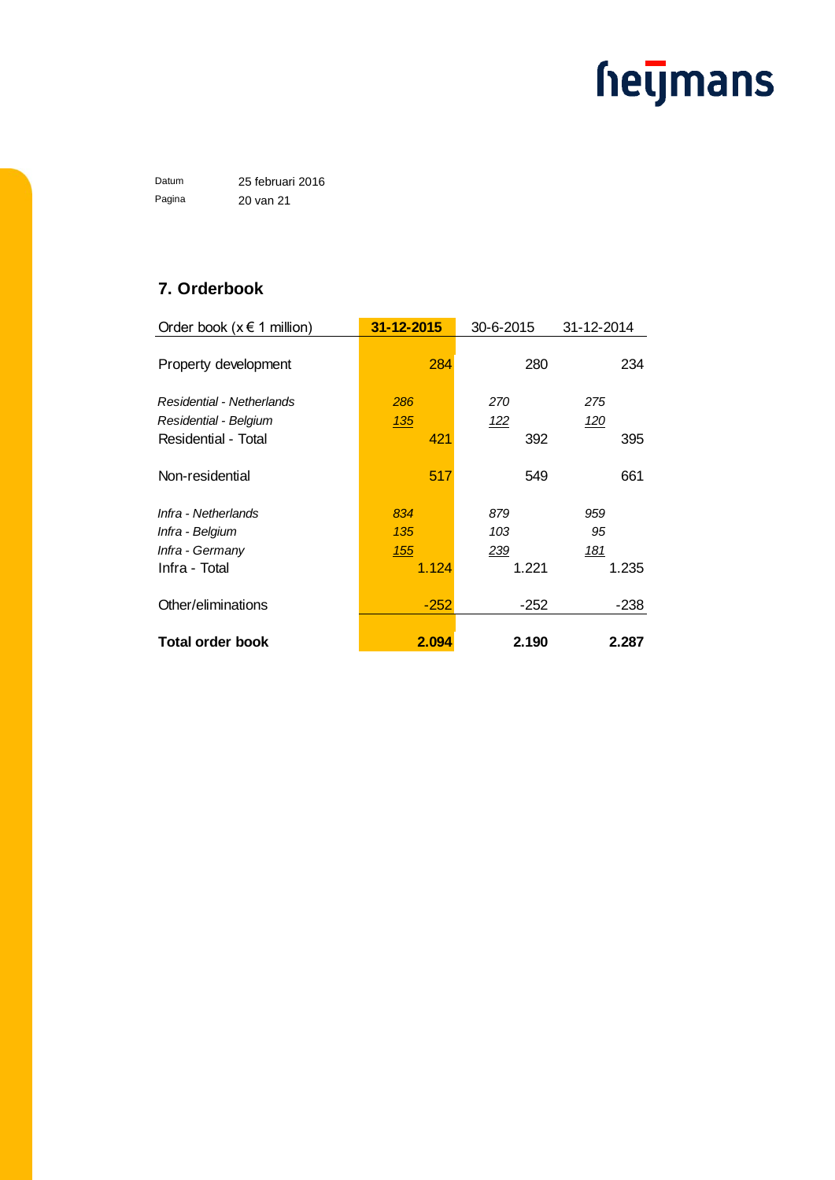Datum 25 februari 2016

## 7. Orderbook

| Order book (x € 1 million) | 31-12-2015 | | 30-6-2015 | | 31-12-2014 | |
|---|---|---|---|---|---|---|
| Property development | | 284 | | 280 | | 234 |
| *Residential - Netherlands* | *286* | | *270* | | *275* | |
| *Residential - Belgium* | *135* | | *122* | | *120* | |
| Residential - Total | | 421 | | 392 | | 395 |
| Non-residential | | 517 | | 549 | | 661 |
| *Infra - Netherlands* | *834* | | *879* | | *959* | |
| *Infra - Belgium* | *135* | | *103* | | *95* | |
| *Infra - Germany* | *155* | | *239* | | *181* | |
| Infra - Total | | 1.124 | | 1.221 | | 1.235 |
| Other/eliminations | | -252 | | -252 | | -238 |
| **Total order book** | | **2.094** | | **2.190** | | **2.287** |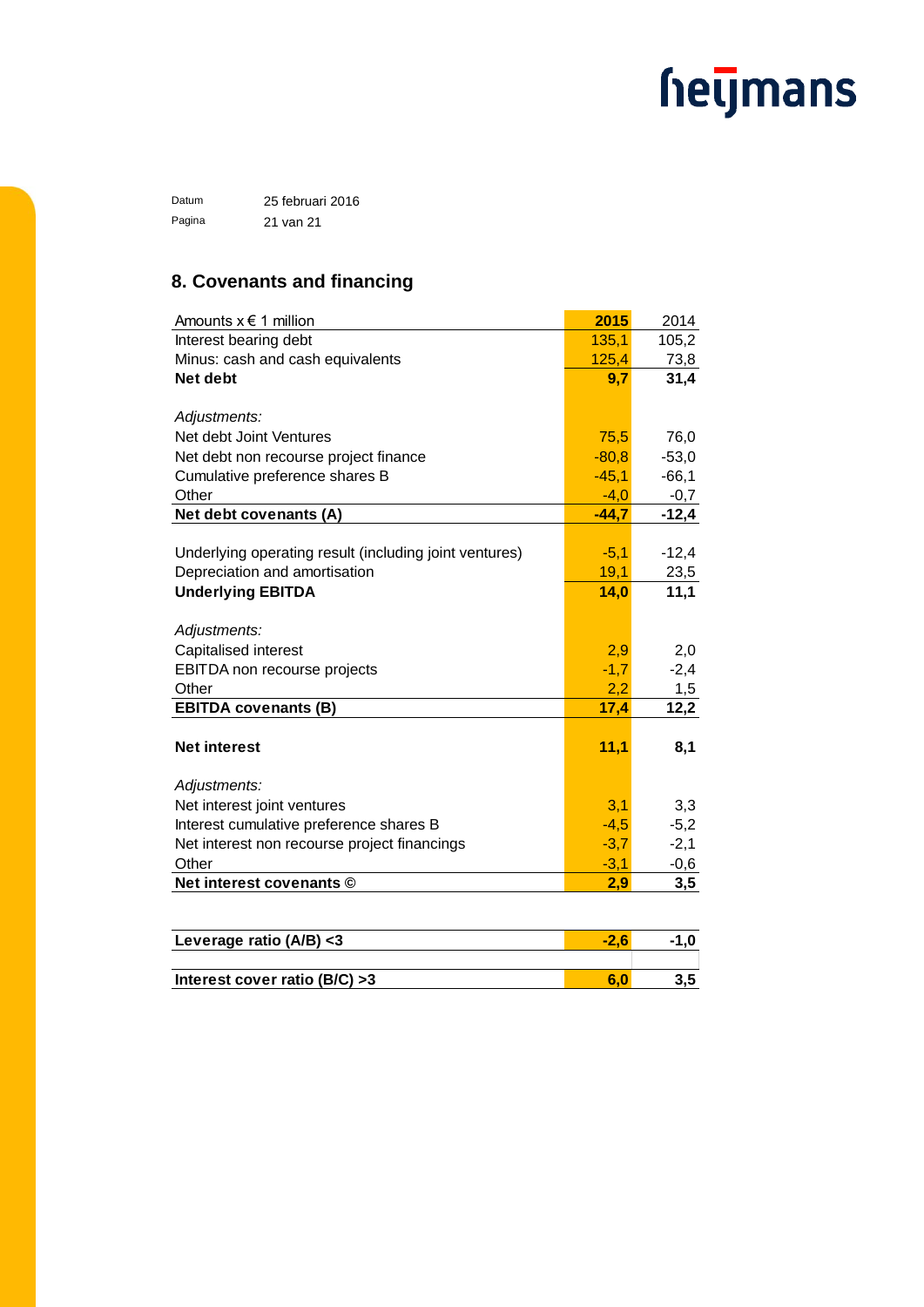## 8. Covenants and financing

| Amounts x € 1 million | **2015** | 2014 |
|---|---|---|
| Interest bearing debt | 135,1 | 105,2 |
| Minus: cash and cash equivalents | 125,4 | 73,8 |
| **Net debt** | **9,7** | **31,4** |
| | | |
| *Adjustments:* | | |
| Net debt Joint Ventures | 75,5 | 76,0 |
| Net debt non recourse project finance | -80,8 | -53,0 |
| Cumulative preference shares B | -45,1 | -66,1 |
| Other | -4,0 | -0,7 |
| **Net debt covenants (A)** | **-44,7** | **-12,4** |
| | | |
| Underlying operating result (including joint ventures) | -5,1 | -12,4 |
| Depreciation and amortisation | 19,1 | 23,5 |
| **Underlying EBITDA** | **14,0** | **11,1** |
| | | |
| *Adjustments:* | | |
| Capitalised interest | 2,9 | 2,0 |
| EBITDA non recourse projects | -1,7 | -2,4 |
| Other | 2,2 | 1,5 |
| **EBITDA covenants (B)** | **17,4** | **12,2** |
| | | |
| **Net interest** | **11,1** | **8,1** |
| | | |
| *Adjustments:* | | |
| Net interest joint ventures | 3,1 | 3,3 |
| Interest cumulative preference shares B | -4,5 | -5,2 |
| Net interest non recourse project financings | -3,7 | -2,1 |
| Other | -3,1 | -0,6 |
| **Net interest covenants ©** | **2,9** | **3,5** |

| | | |
|---|---|---|
| **Leverage ratio (A/B) <3** | **-2,6** | **-1,0** |
| **Interest cover ratio (B/C) >3** | **6,0** | **3,5** |